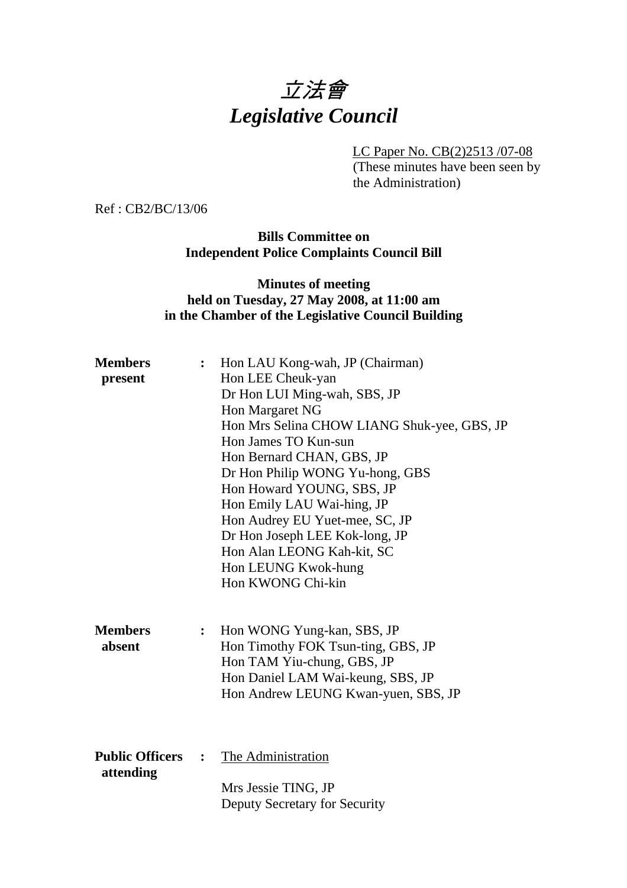# 立法會
# *Legislative Council*

LC Paper No. CB(2)2513 /07-08
(These minutes have been seen by the Administration)

Ref : CB2/BC/13/06

**Bills Committee on**
**Independent Police Complaints Council Bill**

**Minutes of meeting**
**held on Tuesday, 27 May 2008, at 11:00 am**
**in the Chamber of the Legislative Council Building**

**Members present** : Hon LAU Kong-wah, JP (Chairman)
Hon LEE Cheuk-yan
Dr Hon LUI Ming-wah, SBS, JP
Hon Margaret NG
Hon Mrs Selina CHOW LIANG Shuk-yee, GBS, JP
Hon James TO Kun-sun
Hon Bernard CHAN, GBS, JP
Dr Hon Philip WONG Yu-hong, GBS
Hon Howard YOUNG, SBS, JP
Hon Emily LAU Wai-hing, JP
Hon Audrey EU Yuet-mee, SC, JP
Dr Hon Joseph LEE Kok-long, JP
Hon Alan LEONG Kah-kit, SC
Hon LEUNG Kwok-hung
Hon KWONG Chi-kin

**Members absent** : Hon WONG Yung-kan, SBS, JP
Hon Timothy FOK Tsun-ting, GBS, JP
Hon TAM Yiu-chung, GBS, JP
Hon Daniel LAM Wai-keung, SBS, JP
Hon Andrew LEUNG Kwan-yuen, SBS, JP

**Public Officers attending** : The Administration

Mrs Jessie TING, JP
Deputy Secretary for Security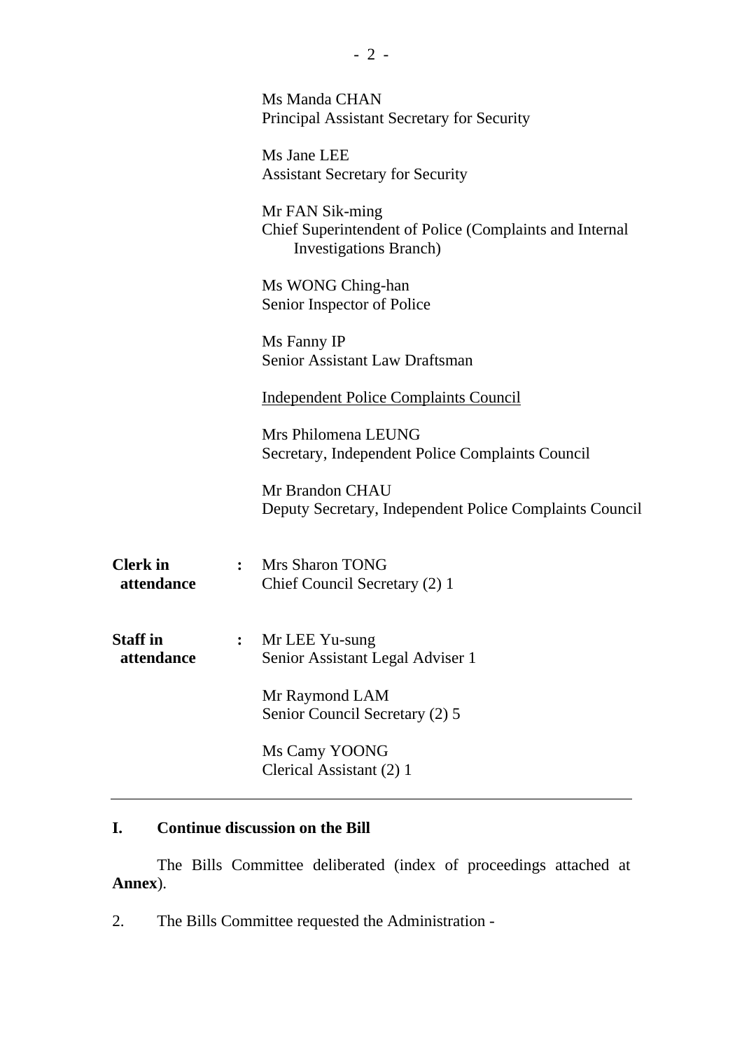Ms Manda CHAN
Principal Assistant Secretary for Security

Ms Jane LEE
Assistant Secretary for Security

Mr FAN Sik-ming
Chief Superintendent of Police (Complaints and Internal Investigations Branch)

Ms WONG Ching-han
Senior Inspector of Police

Ms Fanny IP
Senior Assistant Law Draftsman

Independent Police Complaints Council

Mrs Philomena LEUNG
Secretary, Independent Police Complaints Council

Mr Brandon CHAU
Deputy Secretary, Independent Police Complaints Council

**Clerk in attendance** : Mrs Sharon TONG
Chief Council Secretary (2) 1

**Staff in attendance** : Mr LEE Yu-sung
Senior Assistant Legal Adviser 1

Mr Raymond LAM
Senior Council Secretary (2) 5

Ms Camy YOONG
Clerical Assistant (2) 1

---

## I. Continue discussion on the Bill

The Bills Committee deliberated (index of proceedings attached at **Annex**).

2. The Bills Committee requested the Administration -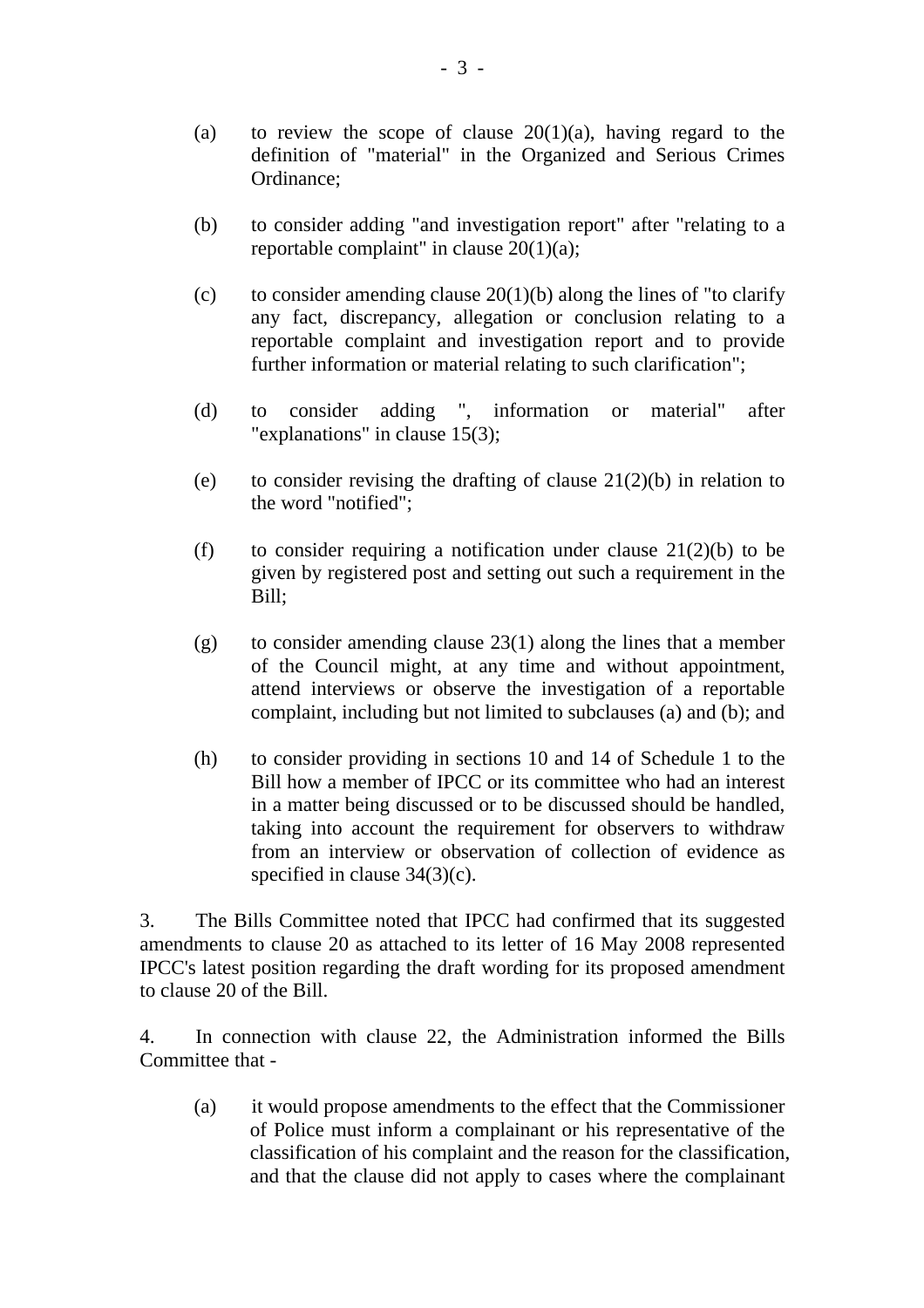(a) to review the scope of clause 20(1)(a), having regard to the definition of "material" in the Organized and Serious Crimes Ordinance;

(b) to consider adding "and investigation report" after "relating to a reportable complaint" in clause 20(1)(a);

(c) to consider amending clause 20(1)(b) along the lines of "to clarify any fact, discrepancy, allegation or conclusion relating to a reportable complaint and investigation report and to provide further information or material relating to such clarification";

(d) to consider adding ", information or material" after "explanations" in clause 15(3);

(e) to consider revising the drafting of clause 21(2)(b) in relation to the word "notified";

(f) to consider requiring a notification under clause 21(2)(b) to be given by registered post and setting out such a requirement in the Bill;

(g) to consider amending clause 23(1) along the lines that a member of the Council might, at any time and without appointment, attend interviews or observe the investigation of a reportable complaint, including but not limited to subclauses (a) and (b); and

(h) to consider providing in sections 10 and 14 of Schedule 1 to the Bill how a member of IPCC or its committee who had an interest in a matter being discussed or to be discussed should be handled, taking into account the requirement for observers to withdraw from an interview or observation of collection of evidence as specified in clause 34(3)(c).

3. The Bills Committee noted that IPCC had confirmed that its suggested amendments to clause 20 as attached to its letter of 16 May 2008 represented IPCC's latest position regarding the draft wording for its proposed amendment to clause 20 of the Bill.

4. In connection with clause 22, the Administration informed the Bills Committee that -

(a) it would propose amendments to the effect that the Commissioner of Police must inform a complainant or his representative of the classification of his complaint and the reason for the classification, and that the clause did not apply to cases where the complainant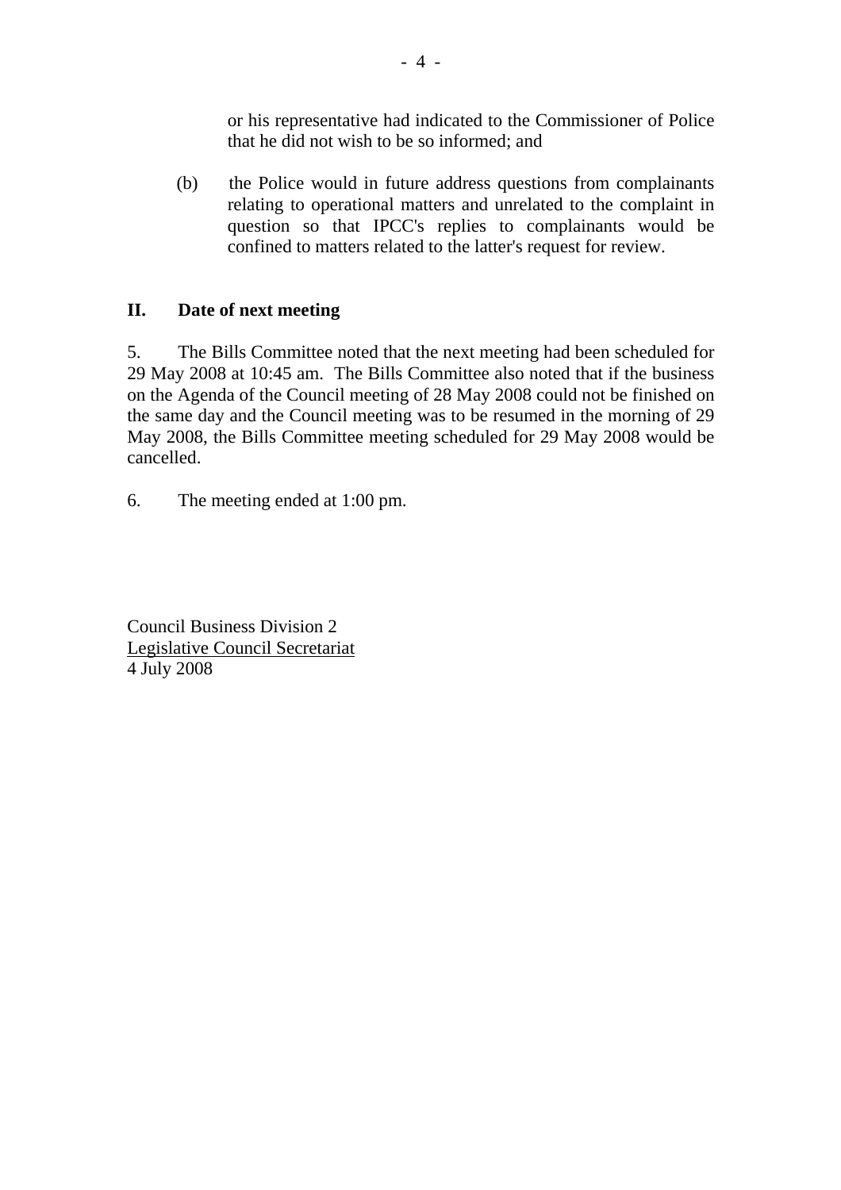or his representative had indicated to the Commissioner of Police that he did not wish to be so informed; and

(b) the Police would in future address questions from complainants relating to operational matters and unrelated to the complaint in question so that IPCC's replies to complainants would be confined to matters related to the latter's request for review.

## II. Date of next meeting

5. The Bills Committee noted that the next meeting had been scheduled for 29 May 2008 at 10:45 am. The Bills Committee also noted that if the business on the Agenda of the Council meeting of 28 May 2008 could not be finished on the same day and the Council meeting was to be resumed in the morning of 29 May 2008, the Bills Committee meeting scheduled for 29 May 2008 would be cancelled.

6. The meeting ended at 1:00 pm.

Council Business Division 2
Legislative Council Secretariat
4 July 2008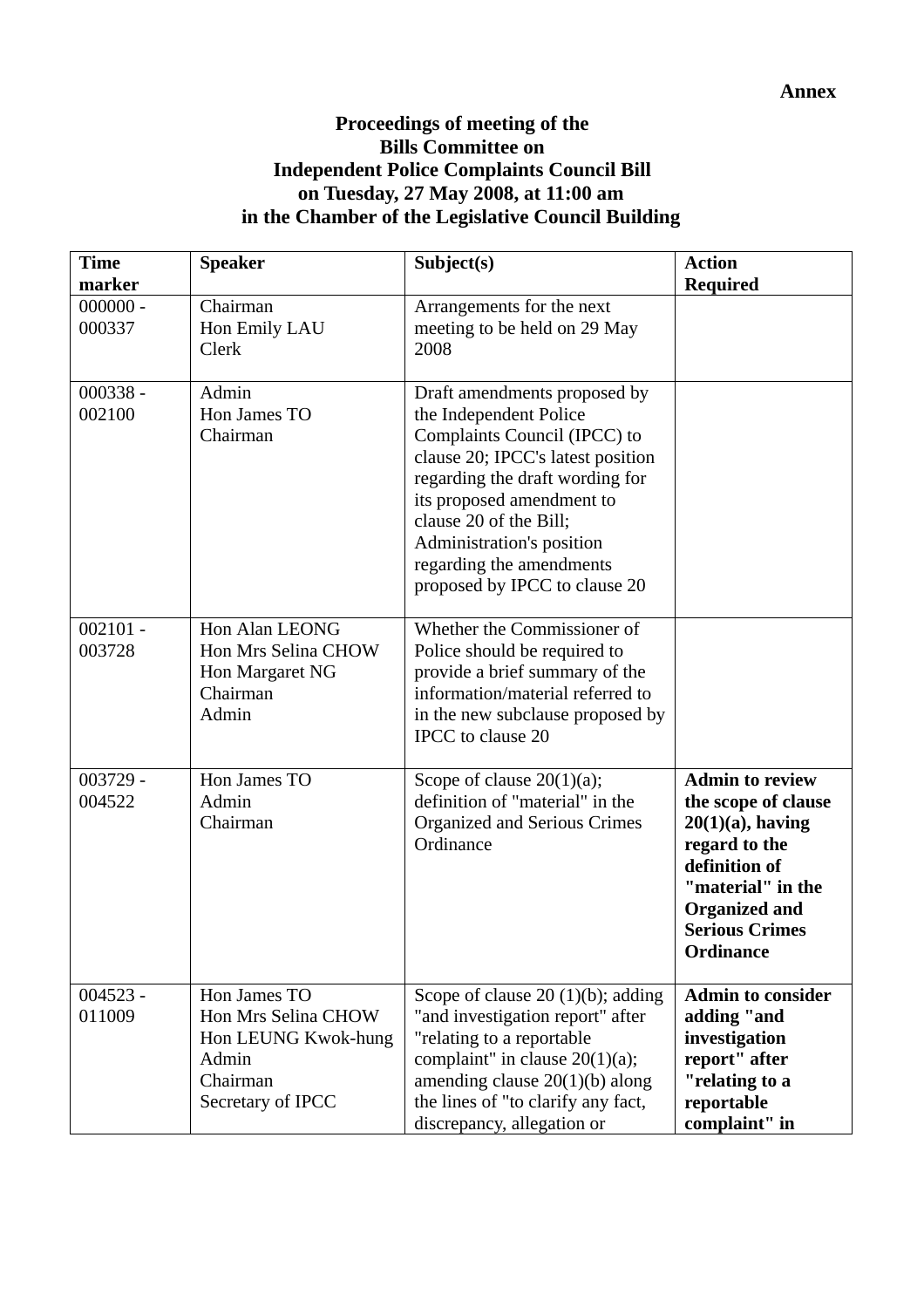**Annex**

**Proceedings of meeting of the**
**Bills Committee on**
**Independent Police Complaints Council Bill**
**on Tuesday, 27 May 2008, at 11:00 am**
**in the Chamber of the Legislative Council Building**

| Time marker | Speaker | Subject(s) | Action Required |
|---|---|---|---|
| 000000 - 000337 | Chairman<br>Hon Emily LAU<br>Clerk | Arrangements for the next meeting to be held on 29 May 2008 | |
| 000338 - 002100 | Admin<br>Hon James TO<br>Chairman | Draft amendments proposed by the Independent Police Complaints Council (IPCC) to clause 20; IPCC's latest position regarding the draft wording for its proposed amendment to clause 20 of the Bill; Administration's position regarding the amendments proposed by IPCC to clause 20 | |
| 002101 - 003728 | Hon Alan LEONG<br>Hon Mrs Selina CHOW<br>Hon Margaret NG<br>Chairman<br>Admin | Whether the Commissioner of Police should be required to provide a brief summary of the information/material referred to in the new subclause proposed by IPCC to clause 20 | |
| 003729 - 004522 | Hon James TO<br>Admin<br>Chairman | Scope of clause 20(1)(a); definition of "material" in the Organized and Serious Crimes Ordinance | **Admin to review the scope of clause 20(1)(a), having regard to the definition of "material" in the Organized and Serious Crimes Ordinance** |
| 004523 - 011009 | Hon James TO<br>Hon Mrs Selina CHOW<br>Hon LEUNG Kwok-hung<br>Admin<br>Chairman<br>Secretary of IPCC | Scope of clause 20 (1)(b); adding "and investigation report" after "relating to a reportable complaint" in clause 20(1)(a); amending clause 20(1)(b) along the lines of "to clarify any fact, discrepancy, allegation or | **Admin to consider adding "and investigation report" after "relating to a reportable complaint" in** |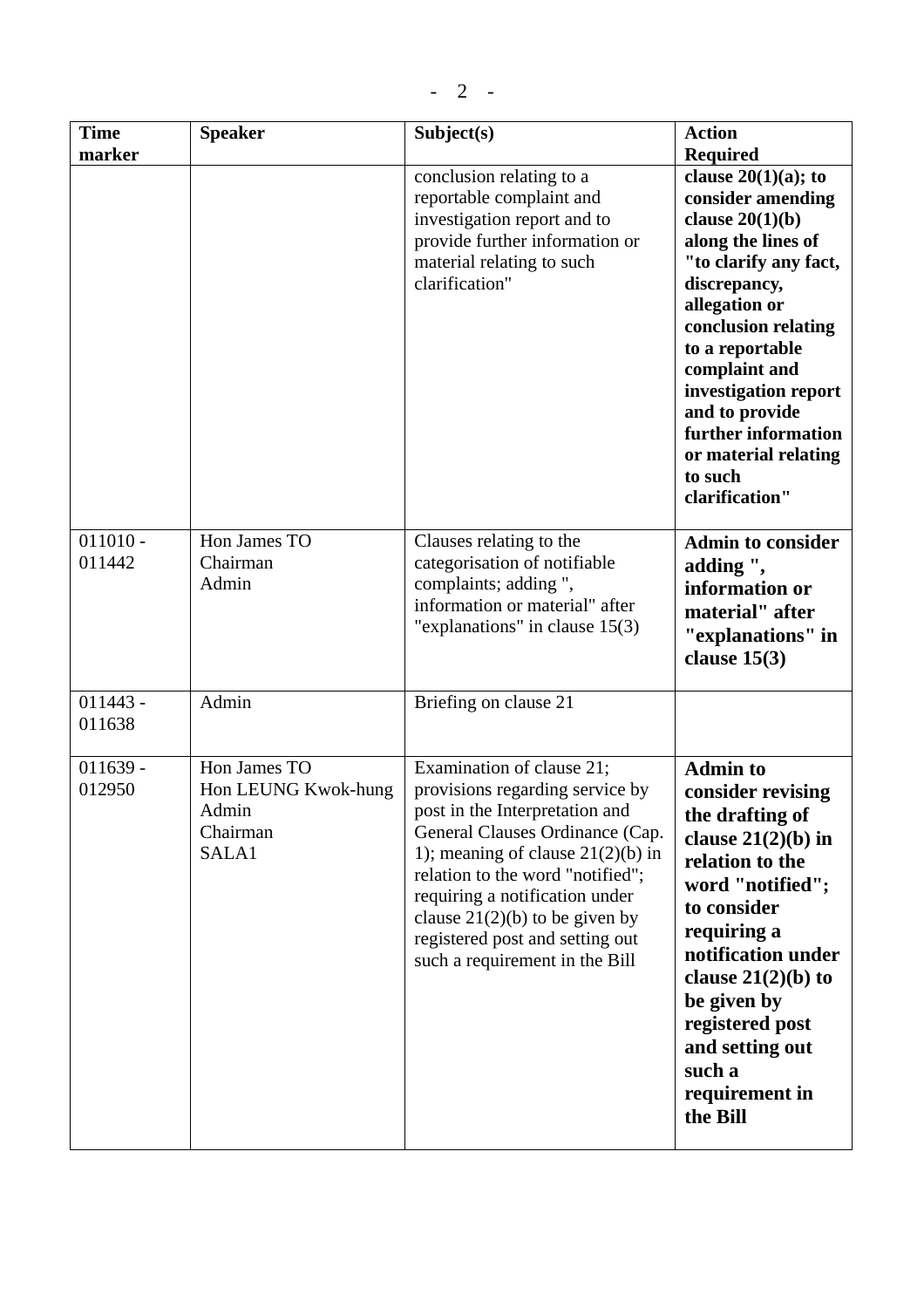| Time marker | Speaker | Subject(s) | Action Required |
|---|---|---|---|
| | | conclusion relating to a reportable complaint and investigation report and to provide further information or material relating to such clarification" | **clause 20(1)(a); to consider amending clause 20(1)(b) along the lines of "to clarify any fact, discrepancy, allegation or conclusion relating to a reportable complaint and investigation report and to provide further information or material relating to such clarification"** |
| 011010 - 011442 | Hon James TO<br>Chairman<br>Admin | Clauses relating to the categorisation of notifiable complaints; adding ", information or material" after "explanations" in clause 15(3) | **Admin to consider adding ", information or material" after "explanations" in clause 15(3)** |
| 011443 - 011638 | Admin | Briefing on clause 21 | |
| 011639 - 012950 | Hon James TO<br>Hon LEUNG Kwok-hung<br>Admin<br>Chairman<br>SALA1 | Examination of clause 21; provisions regarding service by post in the Interpretation and General Clauses Ordinance (Cap. 1); meaning of clause 21(2)(b) in relation to the word "notified"; requiring a notification under clause 21(2)(b) to be given by registered post and setting out such a requirement in the Bill | **Admin to consider revising the drafting of clause 21(2)(b) in relation to the word "notified"; to consider requiring a notification under clause 21(2)(b) to be given by registered post and setting out such a requirement in the Bill** |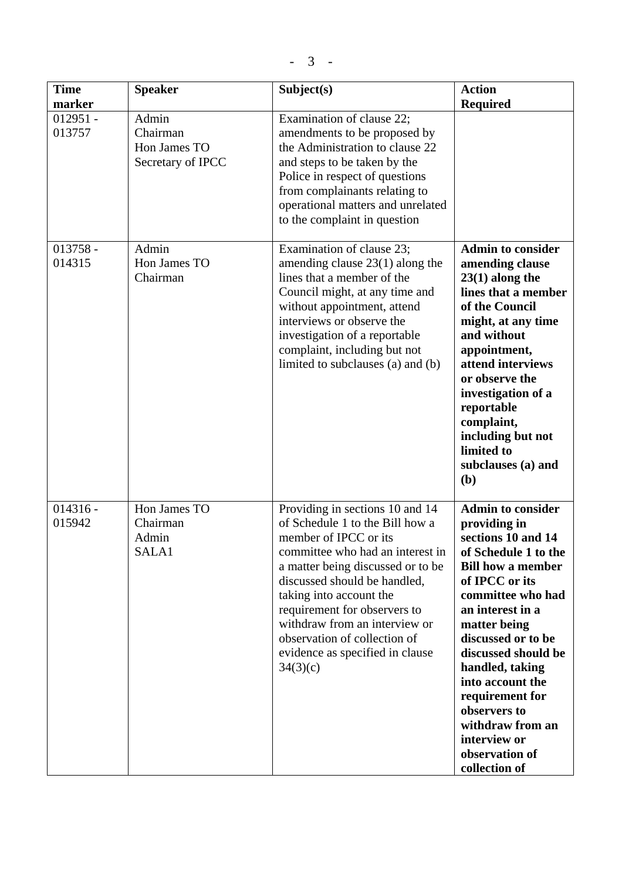| Time marker | Speaker | Subject(s) | Action Required |
|---|---|---|---|
| 012951 - 013757 | Admin<br>Chairman<br>Hon James TO<br>Secretary of IPCC | Examination of clause 22; amendments to be proposed by the Administration to clause 22 and steps to be taken by the Police in respect of questions from complainants relating to operational matters and unrelated to the complaint in question | |
| 013758 - 014315 | Admin<br>Hon James TO<br>Chairman | Examination of clause 23; amending clause 23(1) along the lines that a member of the Council might, at any time and without appointment, attend interviews or observe the investigation of a reportable complaint, including but not limited to subclauses (a) and (b) | **Admin to consider amending clause 23(1) along the lines that a member of the Council might, at any time and without appointment, attend interviews or observe the investigation of a reportable complaint, including but not limited to subclauses (a) and (b)** |
| 014316 - 015942 | Hon James TO<br>Chairman<br>Admin<br>SALA1 | Providing in sections 10 and 14 of Schedule 1 to the Bill how a member of IPCC or its committee who had an interest in a matter being discussed or to be discussed should be handled, taking into account the requirement for observers to withdraw from an interview or observation of collection of evidence as specified in clause 34(3)(c) | **Admin to consider providing in sections 10 and 14 of Schedule 1 to the Bill how a member of IPCC or its committee who had an interest in a matter being discussed or to be discussed should be handled, taking into account the requirement for observers to withdraw from an interview or observation of collection of** |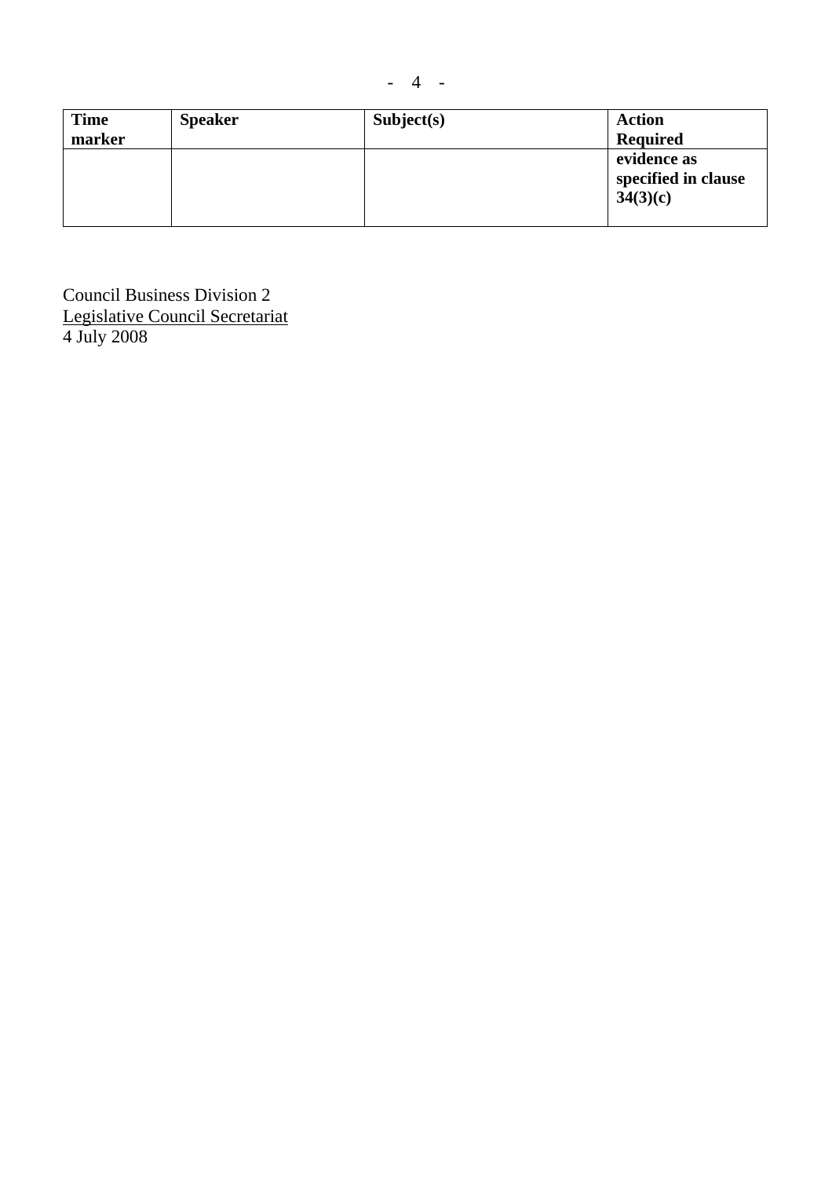| Time marker | Speaker | Subject(s) | Action Required |
|---|---|---|---|
| | | | **evidence as specified in clause 34(3)(c)** |

Council Business Division 2
Legislative Council Secretariat
4 July 2008